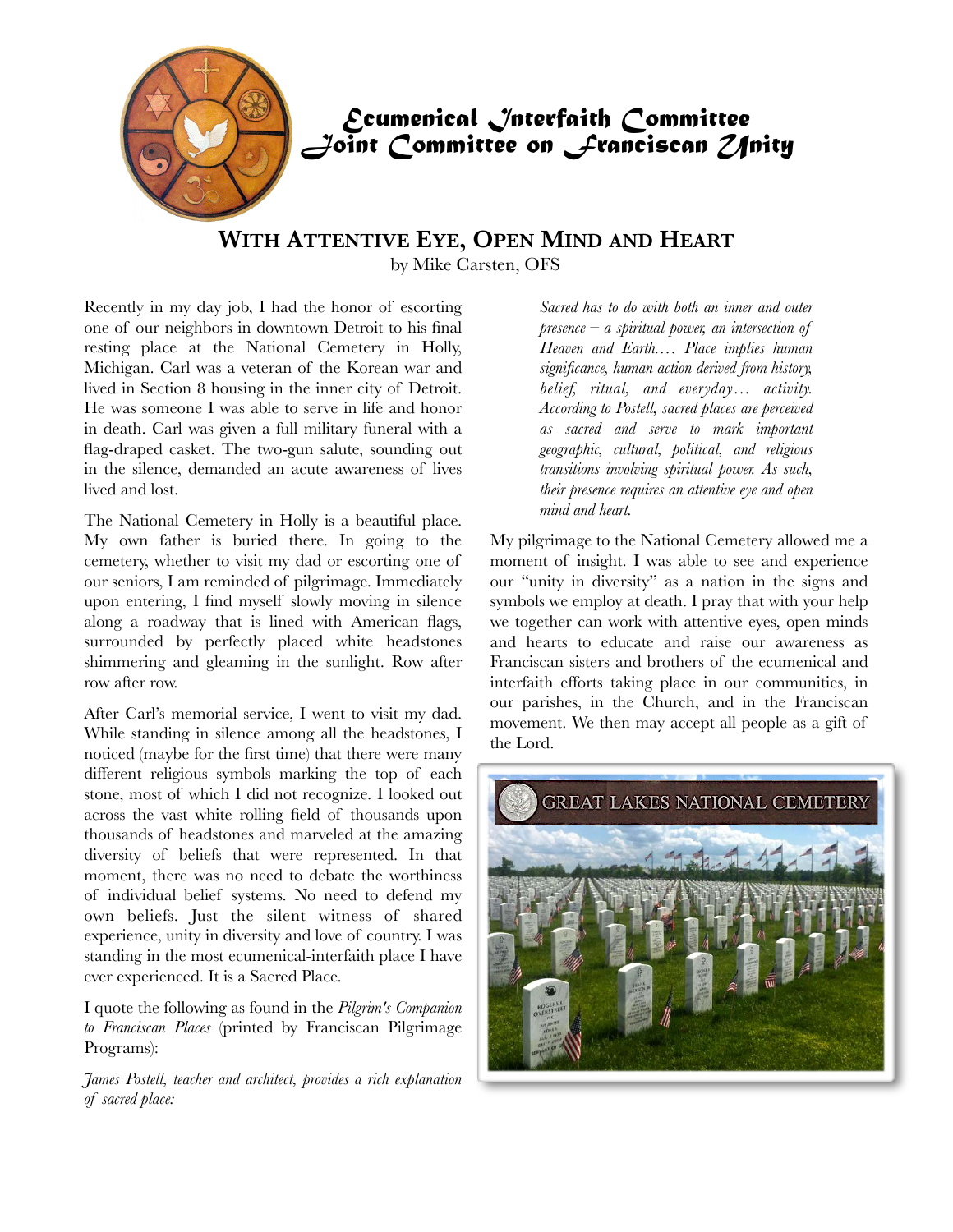# Ecumenical Interfaith Committee
# Joint Committee on Franciscan Unity

## WITH ATTENTIVE EYE, OPEN MIND AND HEART

by Mike Carsten, OFS

Recently in my day job, I had the honor of escorting one of our neighbors in downtown Detroit to his final resting place at the National Cemetery in Holly, Michigan. Carl was a veteran of the Korean war and lived in Section 8 housing in the inner city of Detroit. He was someone I was able to serve in life and honor in death. Carl was given a full military funeral with a flag-draped casket. The two-gun salute, sounding out in the silence, demanded an acute awareness of lives lived and lost.

The National Cemetery in Holly is a beautiful place. My own father is buried there. In going to the cemetery, whether to visit my dad or escorting one of our seniors, I am reminded of pilgrimage. Immediately upon entering, I find myself slowly moving in silence along a roadway that is lined with American flags, surrounded by perfectly placed white headstones shimmering and gleaming in the sunlight. Row after row after row.

After Carl's memorial service, I went to visit my dad. While standing in silence among all the headstones, I noticed (maybe for the first time) that there were many different religious symbols marking the top of each stone, most of which I did not recognize. I looked out across the vast white rolling field of thousands upon thousands of headstones and marveled at the amazing diversity of beliefs that were represented. In that moment, there was no need to debate the worthiness of individual belief systems. No need to defend my own beliefs. Just the silent witness of shared experience, unity in diversity and love of country. I was standing in the most ecumenical-interfaith place I have ever experienced. It is a Sacred Place.

I quote the following as found in the *Pilgrim's Companion to Franciscan Places* (printed by Franciscan Pilgrimage Programs):

*James Postell, teacher and architect, provides a rich explanation of sacred place:*

> *Sacred has to do with both an inner and outer presence – a spiritual power, an intersection of Heaven and Earth.... Place implies human significance, human action derived from history, belief, ritual, and everyday… activity. According to Postell, sacred places are perceived as sacred and serve to mark important geographic, cultural, political, and religious transitions involving spiritual power. As such, their presence requires an attentive eye and open mind and heart.*

My pilgrimage to the National Cemetery allowed me a moment of insight. I was able to see and experience our "unity in diversity" as a nation in the signs and symbols we employ at death. I pray that with your help we together can work with attentive eyes, open minds and hearts to educate and raise our awareness as Franciscan sisters and brothers of the ecumenical and interfaith efforts taking place in our communities, in our parishes, in the Church, and in the Franciscan movement. We then may accept all people as a gift of the Lord.

GREAT LAKES NATIONAL CEMETERY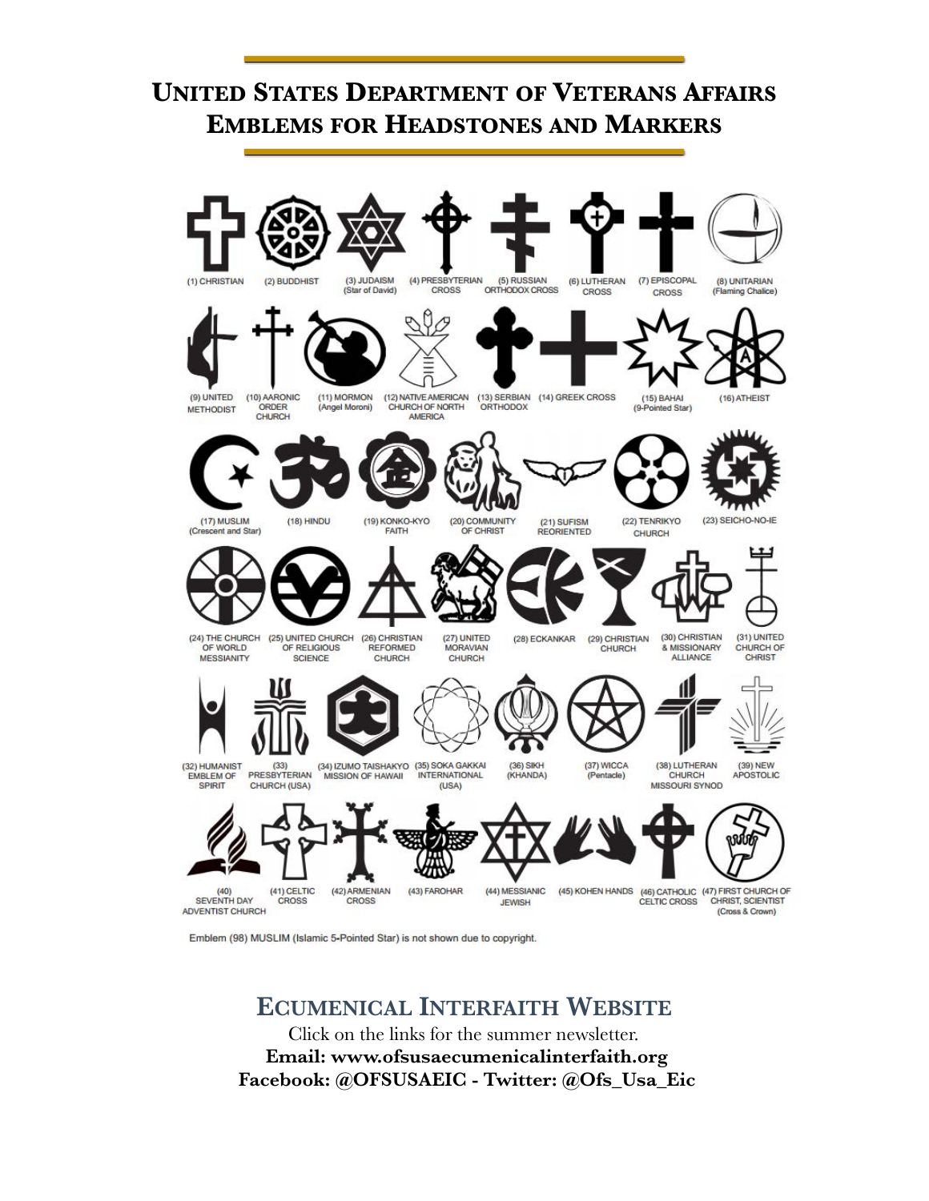# United States Department of Veterans Affairs Emblems for Headstones and Markers

(1) CHRISTIAN
(2) BUDDHIST
(3) JUDAISM (Star of David)
(4) PRESBYTERIAN CROSS
(5) RUSSIAN ORTHODOX CROSS
(6) LUTHERAN CROSS
(7) EPISCOPAL CROSS
(8) UNITARIAN (Flaming Chalice)
(9) UNITED METHODIST
(10) AARONIC ORDER CHURCH
(11) MORMON (Angel Moroni)
(12) NATIVE AMERICAN CHURCH OF NORTH AMERICA
(13) SERBIAN ORTHODOX
(14) GREEK CROSS
(15) BAHAI (9-Pointed Star)
(16) ATHEIST
(17) MUSLIM (Crescent and Star)
(18) HINDU
(19) KONKO-KYO FAITH
(20) COMMUNITY OF CHRIST
(21) SUFISM REORIENTED
(22) TENRIKYO CHURCH
(23) SEICHO-NO-IE
(24) THE CHURCH OF WORLD MESSIANITY
(25) UNITED CHURCH OF RELIGIOUS SCIENCE
(26) CHRISTIAN REFORMED CHURCH
(27) UNITED MORAVIAN CHURCH
(28) ECKANKAR
(29) CHRISTIAN CHURCH
(30) CHRISTIAN & MISSIONARY ALLIANCE
(31) UNITED CHURCH OF CHRIST
(32) HUMANIST EMBLEM OF SPIRIT
(33) PRESBYTERIAN CHURCH (USA)
(34) IZUMO TAISHAKYO MISSION OF HAWAII
(35) SOKA GAKKAI INTERNATIONAL (USA)
(36) SIKH (KHANDA)
(37) WICCA (Pentacle)
(38) LUTHERAN CHURCH MISSOURI SYNOD
(39) NEW APOSTOLIC
(40) SEVENTH DAY ADVENTIST CHURCH
(41) CELTIC CROSS
(42) ARMENIAN CROSS
(43) FAROHAR
(44) MESSIANIC JEWISH
(45) KOHEN HANDS
(46) CATHOLIC CELTIC CROSS
(47) FIRST CHURCH OF CHRIST, SCIENTIST (Cross & Crown)

Emblem (98) MUSLIM (Islamic 5-Pointed Star) is not shown due to copyright.

## Ecumenical Interfaith Website

Click on the links for the summer newsletter.

**Email: www.ofsusaecumenicalinterfaith.org**

**Facebook: @OFSUSAEIC - Twitter: @Ofs_Usa_Eic**